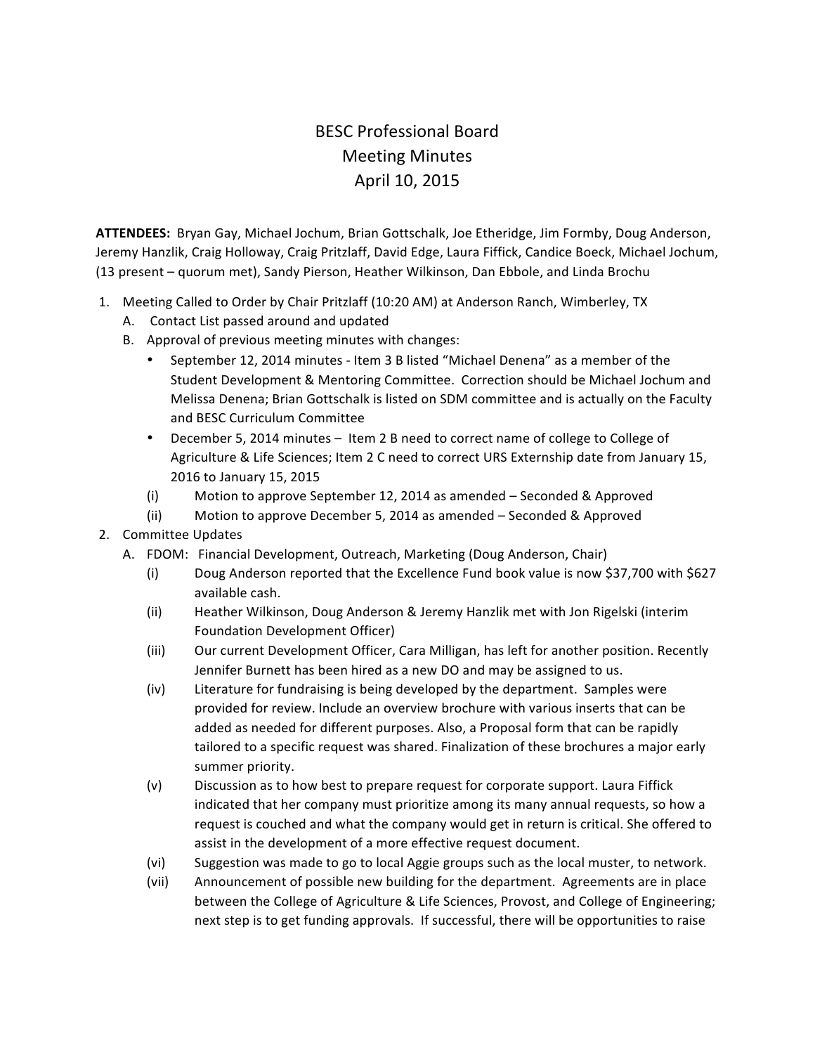# BESC Professional Board
## Meeting Minutes
### April 10, 2015

**ATTENDEES:** Bryan Gay, Michael Jochum, Brian Gottschalk, Joe Etheridge, Jim Formby, Doug Anderson, Jeremy Hanzlik, Craig Holloway, Craig Pritzlaff, David Edge, Laura Fiffick, Candice Boeck, Michael Jochum, (13 present – quorum met), Sandy Pierson, Heather Wilkinson, Dan Ebbole, and Linda Brochu

1. Meeting Called to Order by Chair Pritzlaff (10:20 AM) at Anderson Ranch, Wimberley, TX
   - A. Contact List passed around and updated
   - B. Approval of previous meeting minutes with changes:
     - September 12, 2014 minutes - Item 3 B listed "Michael Denena" as a member of the Student Development & Mentoring Committee. Correction should be Michael Jochum and Melissa Denena; Brian Gottschalk is listed on SDM committee and is actually on the Faculty and BESC Curriculum Committee
     - December 5, 2014 minutes – Item 2 B need to correct name of college to College of Agriculture & Life Sciences; Item 2 C need to correct URS Externship date from January 15, 2016 to January 15, 2015
     - (i) Motion to approve September 12, 2014 as amended – Seconded & Approved
     - (ii) Motion to approve December 5, 2014 as amended – Seconded & Approved
2. Committee Updates
   - A. FDOM: Financial Development, Outreach, Marketing (Doug Anderson, Chair)
     - (i) Doug Anderson reported that the Excellence Fund book value is now $37,700 with $627 available cash.
     - (ii) Heather Wilkinson, Doug Anderson & Jeremy Hanzlik met with Jon Rigelski (interim Foundation Development Officer)
     - (iii) Our current Development Officer, Cara Milligan, has left for another position. Recently Jennifer Burnett has been hired as a new DO and may be assigned to us.
     - (iv) Literature for fundraising is being developed by the department. Samples were provided for review. Include an overview brochure with various inserts that can be added as needed for different purposes. Also, a Proposal form that can be rapidly tailored to a specific request was shared. Finalization of these brochures a major early summer priority.
     - (v) Discussion as to how best to prepare request for corporate support. Laura Fiffick indicated that her company must prioritize among its many annual requests, so how a request is couched and what the company would get in return is critical. She offered to assist in the development of a more effective request document.
     - (vi) Suggestion was made to go to local Aggie groups such as the local muster, to network.
     - (vii) Announcement of possible new building for the department. Agreements are in place between the College of Agriculture & Life Sciences, Provost, and College of Engineering; next step is to get funding approvals. If successful, there will be opportunities to raise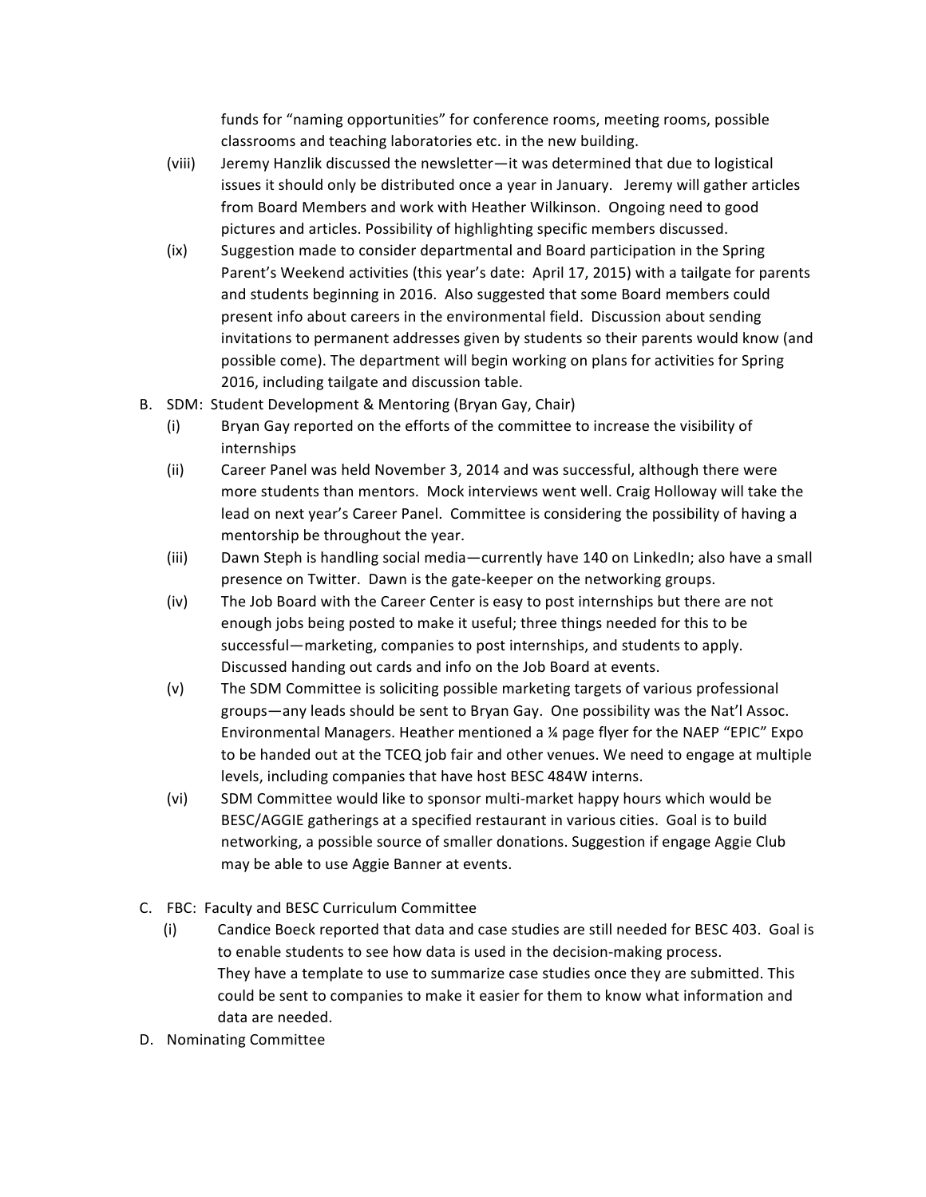funds for "naming opportunities" for conference rooms, meeting rooms, possible classrooms and teaching laboratories etc. in the new building.

(viii) Jeremy Hanzlik discussed the newsletter—it was determined that due to logistical issues it should only be distributed once a year in January. Jeremy will gather articles from Board Members and work with Heather Wilkinson. Ongoing need to good pictures and articles. Possibility of highlighting specific members discussed.

(ix) Suggestion made to consider departmental and Board participation in the Spring Parent's Weekend activities (this year's date: April 17, 2015) with a tailgate for parents and students beginning in 2016. Also suggested that some Board members could present info about careers in the environmental field. Discussion about sending invitations to permanent addresses given by students so their parents would know (and possible come). The department will begin working on plans for activities for Spring 2016, including tailgate and discussion table.

B. SDM: Student Development & Mentoring (Bryan Gay, Chair)

(i) Bryan Gay reported on the efforts of the committee to increase the visibility of internships

(ii) Career Panel was held November 3, 2014 and was successful, although there were more students than mentors. Mock interviews went well. Craig Holloway will take the lead on next year's Career Panel. Committee is considering the possibility of having a mentorship be throughout the year.

(iii) Dawn Steph is handling social media—currently have 140 on LinkedIn; also have a small presence on Twitter. Dawn is the gate-keeper on the networking groups.

(iv) The Job Board with the Career Center is easy to post internships but there are not enough jobs being posted to make it useful; three things needed for this to be successful—marketing, companies to post internships, and students to apply. Discussed handing out cards and info on the Job Board at events.

(v) The SDM Committee is soliciting possible marketing targets of various professional groups—any leads should be sent to Bryan Gay. One possibility was the Nat'l Assoc. Environmental Managers. Heather mentioned a ¼ page flyer for the NAEP "EPIC" Expo to be handed out at the TCEQ job fair and other venues. We need to engage at multiple levels, including companies that have host BESC 484W interns.

(vi) SDM Committee would like to sponsor multi-market happy hours which would be BESC/AGGIE gatherings at a specified restaurant in various cities. Goal is to build networking, a possible source of smaller donations. Suggestion if engage Aggie Club may be able to use Aggie Banner at events.

C. FBC: Faculty and BESC Curriculum Committee

(i) Candice Boeck reported that data and case studies are still needed for BESC 403. Goal is to enable students to see how data is used in the decision-making process. They have a template to use to summarize case studies once they are submitted. This could be sent to companies to make it easier for them to know what information and data are needed.

D. Nominating Committee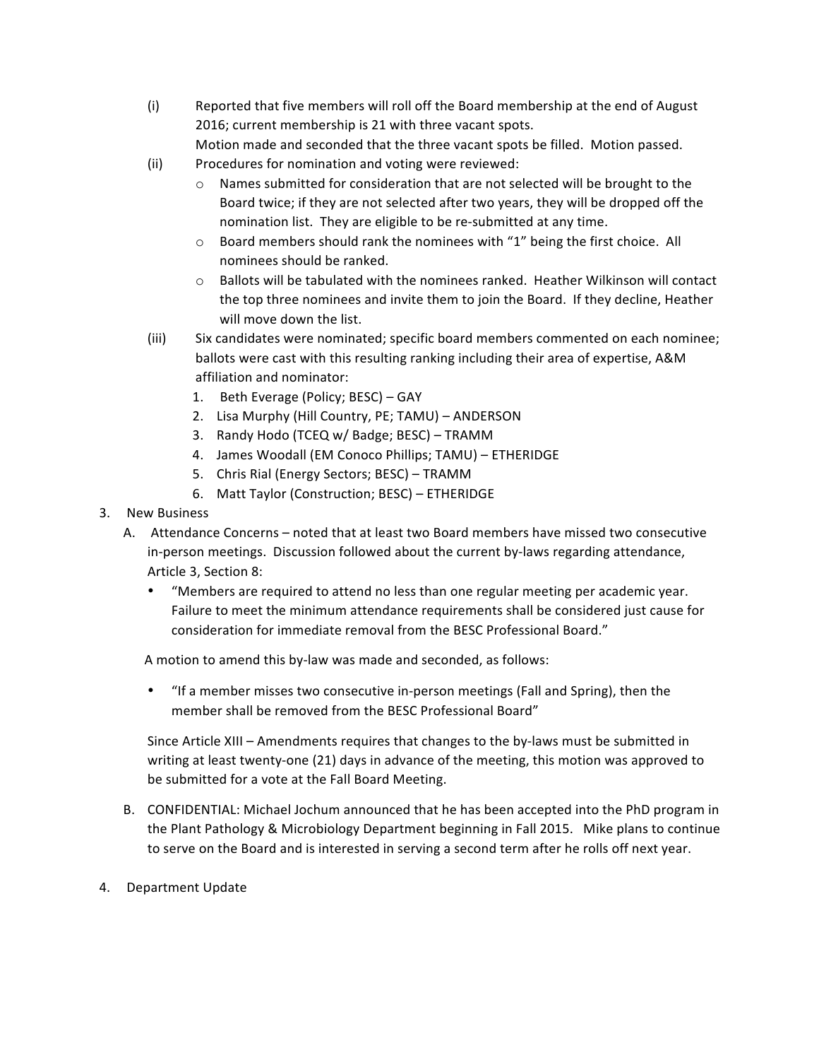(i) Reported that five members will roll off the Board membership at the end of August 2016; current membership is 21 with three vacant spots.
Motion made and seconded that the three vacant spots be filled. Motion passed.

(ii) Procedures for nomination and voting were reviewed:

- Names submitted for consideration that are not selected will be brought to the Board twice; if they are not selected after two years, they will be dropped off the nomination list. They are eligible to be re-submitted at any time.
- Board members should rank the nominees with "1" being the first choice. All nominees should be ranked.
- Ballots will be tabulated with the nominees ranked. Heather Wilkinson will contact the top three nominees and invite them to join the Board. If they decline, Heather will move down the list.

(iii) Six candidates were nominated; specific board members commented on each nominee; ballots were cast with this resulting ranking including their area of expertise, A&M affiliation and nominator:

1. Beth Everage (Policy; BESC) – GAY
2. Lisa Murphy (Hill Country, PE; TAMU) – ANDERSON
3. Randy Hodo (TCEQ w/ Badge; BESC) – TRAMM
4. James Woodall (EM Conoco Phillips; TAMU) – ETHERIDGE
5. Chris Rial (Energy Sectors; BESC) – TRAMM
6. Matt Taylor (Construction; BESC) – ETHERIDGE

3. New Business

A. Attendance Concerns – noted that at least two Board members have missed two consecutive in-person meetings. Discussion followed about the current by-laws regarding attendance, Article 3, Section 8:

- "Members are required to attend no less than one regular meeting per academic year. Failure to meet the minimum attendance requirements shall be considered just cause for consideration for immediate removal from the BESC Professional Board."

A motion to amend this by-law was made and seconded, as follows:

- "If a member misses two consecutive in-person meetings (Fall and Spring), then the member shall be removed from the BESC Professional Board"

Since Article XIII – Amendments requires that changes to the by-laws must be submitted in writing at least twenty-one (21) days in advance of the meeting, this motion was approved to be submitted for a vote at the Fall Board Meeting.

B. CONFIDENTIAL: Michael Jochum announced that he has been accepted into the PhD program in the Plant Pathology & Microbiology Department beginning in Fall 2015. Mike plans to continue to serve on the Board and is interested in serving a second term after he rolls off next year.

4. Department Update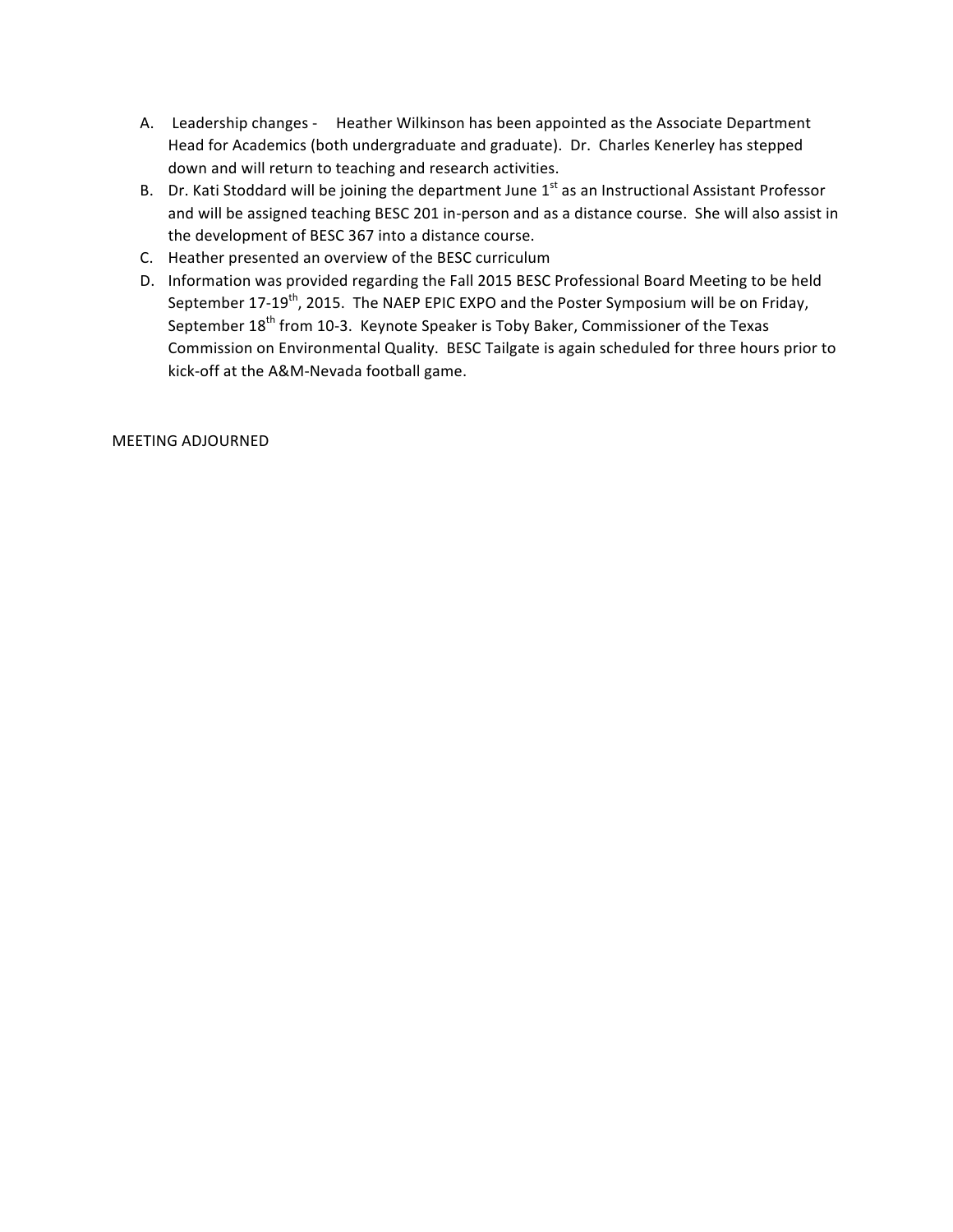A. Leadership changes - Heather Wilkinson has been appointed as the Associate Department Head for Academics (both undergraduate and graduate). Dr. Charles Kenerley has stepped down and will return to teaching and research activities.

B. Dr. Kati Stoddard will be joining the department June 1st as an Instructional Assistant Professor and will be assigned teaching BESC 201 in-person and as a distance course. She will also assist in the development of BESC 367 into a distance course.

C. Heather presented an overview of the BESC curriculum

D. Information was provided regarding the Fall 2015 BESC Professional Board Meeting to be held September 17-19th, 2015. The NAEP EPIC EXPO and the Poster Symposium will be on Friday, September 18th from 10-3. Keynote Speaker is Toby Baker, Commissioner of the Texas Commission on Environmental Quality. BESC Tailgate is again scheduled for three hours prior to kick-off at the A&M-Nevada football game.

MEETING ADJOURNED